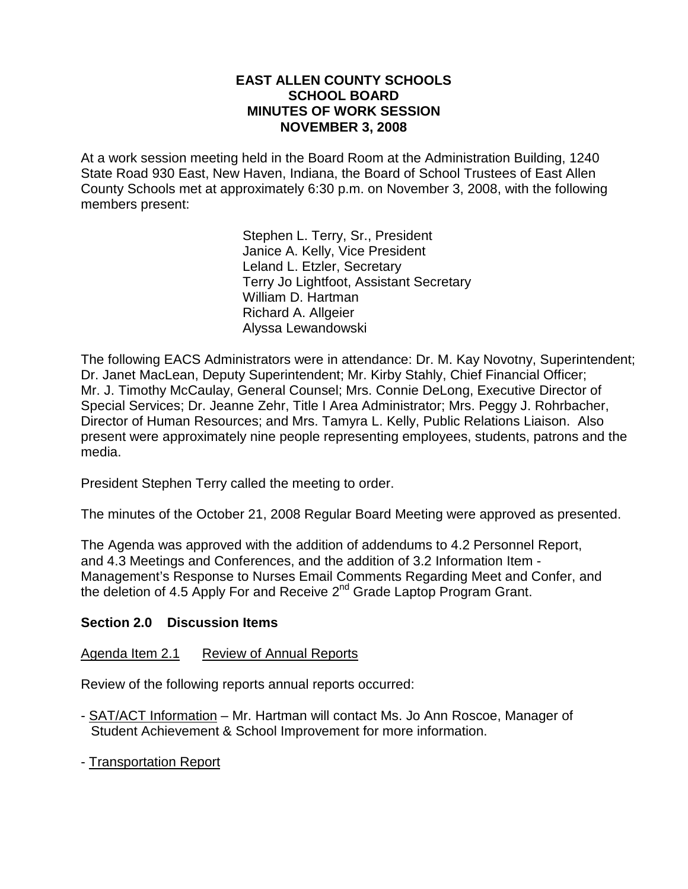# EAST ALLEN COUNTY SCHOOLS
## SCHOOL BOARD
## MINUTES OF WORK SESSION
## NOVEMBER 3, 2008

At a work session meeting held in the Board Room at the Administration Building, 1240 State Road 930 East, New Haven, Indiana, the Board of School Trustees of East Allen County Schools met at approximately 6:30 p.m. on November 3, 2008, with the following members present:

Stephen L. Terry, Sr., President  
Janice A. Kelly, Vice President  
Leland L. Etzler, Secretary  
Terry Jo Lightfoot, Assistant Secretary  
William D. Hartman  
Richard A. Allgeier  
Alyssa Lewandowski

The following EACS Administrators were in attendance: Dr. M. Kay Novotny, Superintendent; Dr. Janet MacLean, Deputy Superintendent; Mr. Kirby Stahly, Chief Financial Officer; Mr. J. Timothy McCaulay, General Counsel; Mrs. Connie DeLong, Executive Director of Special Services; Dr. Jeanne Zehr, Title I Area Administrator; Mrs. Peggy J. Rohrbacher, Director of Human Resources; and Mrs. Tamyra L. Kelly, Public Relations Liaison. Also present were approximately nine people representing employees, students, patrons and the media.

President Stephen Terry called the meeting to order.

The minutes of the October 21, 2008 Regular Board Meeting were approved as presented.

The Agenda was approved with the addition of addendums to 4.2 Personnel Report, and 4.3 Meetings and Conferences, and the addition of 3.2 Information Item - Management's Response to Nurses Email Comments Regarding Meet and Confer, and the deletion of 4.5 Apply For and Receive 2nd Grade Laptop Program Grant.

### Section 2.0 Discussion Items

Agenda Item 2.1 Review of Annual Reports

Review of the following reports annual reports occurred:

- SAT/ACT Information – Mr. Hartman will contact Ms. Jo Ann Roscoe, Manager of Student Achievement & School Improvement for more information.
- Transportation Report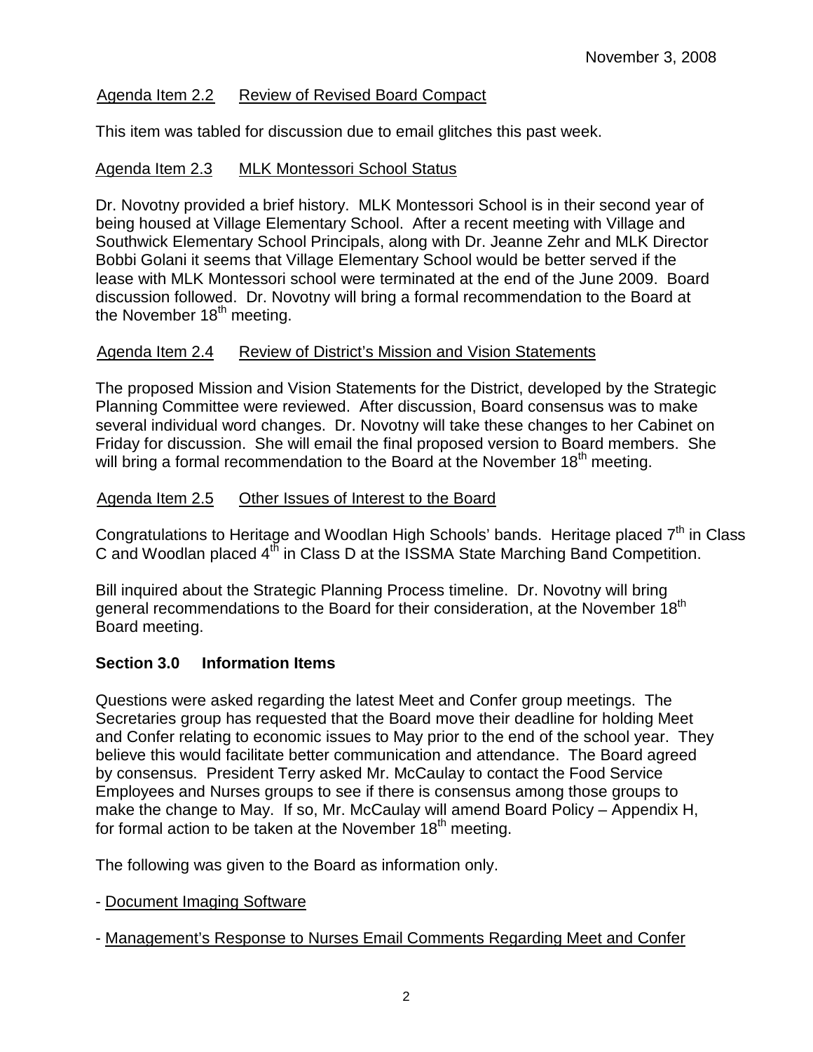November 3, 2008

Agenda Item 2.2 Review of Revised Board Compact

This item was tabled for discussion due to email glitches this past week.

Agenda Item 2.3 MLK Montessori School Status

Dr. Novotny provided a brief history. MLK Montessori School is in their second year of being housed at Village Elementary School. After a recent meeting with Village and Southwick Elementary School Principals, along with Dr. Jeanne Zehr and MLK Director Bobbi Golani it seems that Village Elementary School would be better served if the lease with MLK Montessori school were terminated at the end of the June 2009. Board discussion followed. Dr. Novotny will bring a formal recommendation to the Board at the November 18th meeting.

Agenda Item 2.4 Review of District's Mission and Vision Statements

The proposed Mission and Vision Statements for the District, developed by the Strategic Planning Committee were reviewed. After discussion, Board consensus was to make several individual word changes. Dr. Novotny will take these changes to her Cabinet on Friday for discussion. She will email the final proposed version to Board members. She will bring a formal recommendation to the Board at the November 18th meeting.

Agenda Item 2.5 Other Issues of Interest to the Board

Congratulations to Heritage and Woodlan High Schools' bands. Heritage placed 7th in Class C and Woodlan placed 4th in Class D at the ISSMA State Marching Band Competition.

Bill inquired about the Strategic Planning Process timeline. Dr. Novotny will bring general recommendations to the Board for their consideration, at the November 18th Board meeting.

**Section 3.0 Information Items**

Questions were asked regarding the latest Meet and Confer group meetings. The Secretaries group has requested that the Board move their deadline for holding Meet and Confer relating to economic issues to May prior to the end of the school year. They believe this would facilitate better communication and attendance. The Board agreed by consensus. President Terry asked Mr. McCaulay to contact the Food Service Employees and Nurses groups to see if there is consensus among those groups to make the change to May. If so, Mr. McCaulay will amend Board Policy – Appendix H, for formal action to be taken at the November 18th meeting.

The following was given to the Board as information only.

- Document Imaging Software

- Management's Response to Nurses Email Comments Regarding Meet and Confer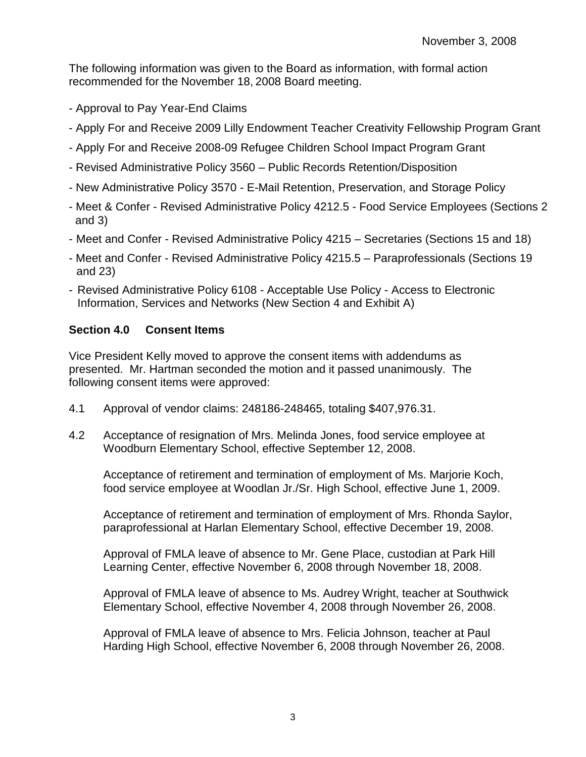The following information was given to the Board as information, with formal action recommended for the November 18, 2008 Board meeting.

- Approval to Pay Year-End Claims
- Apply For and Receive 2009 Lilly Endowment Teacher Creativity Fellowship Program Grant
- Apply For and Receive 2008-09 Refugee Children School Impact Program Grant
- Revised Administrative Policy 3560 – Public Records Retention/Disposition
- New Administrative Policy 3570 - E-Mail Retention, Preservation, and Storage Policy
- Meet & Confer - Revised Administrative Policy 4212.5 - Food Service Employees (Sections 2 and 3)
- Meet and Confer - Revised Administrative Policy 4215 – Secretaries (Sections 15 and 18)
- Meet and Confer - Revised Administrative Policy 4215.5 – Paraprofessionals (Sections 19 and 23)
- Revised Administrative Policy 6108 - Acceptable Use Policy - Access to Electronic Information, Services and Networks (New Section 4 and Exhibit A)

## Section 4.0 Consent Items

Vice President Kelly moved to approve the consent items with addendums as presented. Mr. Hartman seconded the motion and it passed unanimously. The following consent items were approved:

4.1 Approval of vendor claims: 248186-248465, totaling $407,976.31.

4.2 Acceptance of resignation of Mrs. Melinda Jones, food service employee at Woodburn Elementary School, effective September 12, 2008.

Acceptance of retirement and termination of employment of Ms. Marjorie Koch, food service employee at Woodlan Jr./Sr. High School, effective June 1, 2009.

Acceptance of retirement and termination of employment of Mrs. Rhonda Saylor, paraprofessional at Harlan Elementary School, effective December 19, 2008.

Approval of FMLA leave of absence to Mr. Gene Place, custodian at Park Hill Learning Center, effective November 6, 2008 through November 18, 2008.

Approval of FMLA leave of absence to Ms. Audrey Wright, teacher at Southwick Elementary School, effective November 4, 2008 through November 26, 2008.

Approval of FMLA leave of absence to Mrs. Felicia Johnson, teacher at Paul Harding High School, effective November 6, 2008 through November 26, 2008.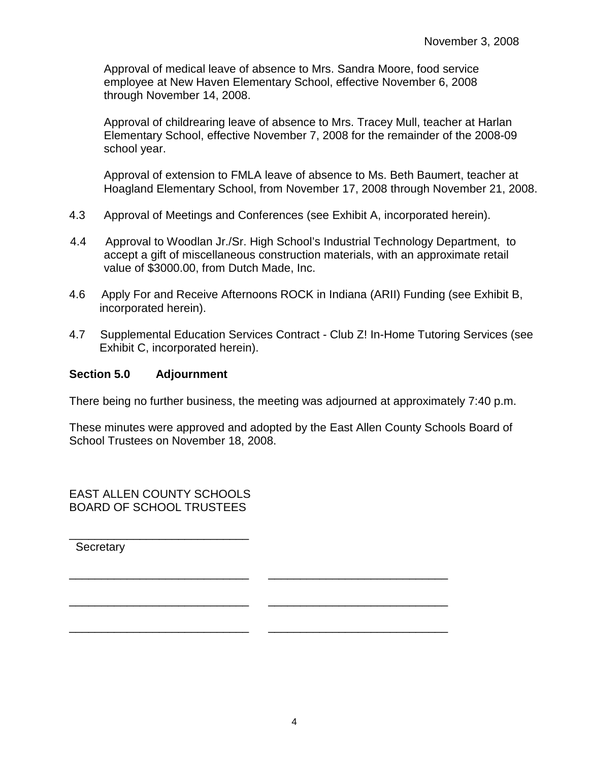Approval of medical leave of absence to Mrs. Sandra Moore, food service employee at New Haven Elementary School, effective November 6, 2008 through November 14, 2008.

Approval of childrearing leave of absence to Mrs. Tracey Mull, teacher at Harlan Elementary School, effective November 7, 2008 for the remainder of the 2008-09 school year.

Approval of extension to FMLA leave of absence to Ms. Beth Baumert, teacher at Hoagland Elementary School, from November 17, 2008 through November 21, 2008.

4.3 Approval of Meetings and Conferences (see Exhibit A, incorporated herein).

4.4 Approval to Woodlan Jr./Sr. High School's Industrial Technology Department, to accept a gift of miscellaneous construction materials, with an approximate retail value of $3000.00, from Dutch Made, Inc.

4.6 Apply For and Receive Afternoons ROCK in Indiana (ARII) Funding (see Exhibit B, incorporated herein).

4.7 Supplemental Education Services Contract - Club Z! In-Home Tutoring Services (see Exhibit C, incorporated herein).

**Section 5.0 Adjournment**

There being no further business, the meeting was adjourned at approximately 7:40 p.m.

These minutes were approved and adopted by the East Allen County Schools Board of School Trustees on November 18, 2008.

EAST ALLEN COUNTY SCHOOLS
BOARD OF SCHOOL TRUSTEES

____________________________
Secretary

____________________________ ____________________________

____________________________ ____________________________

____________________________ ____________________________